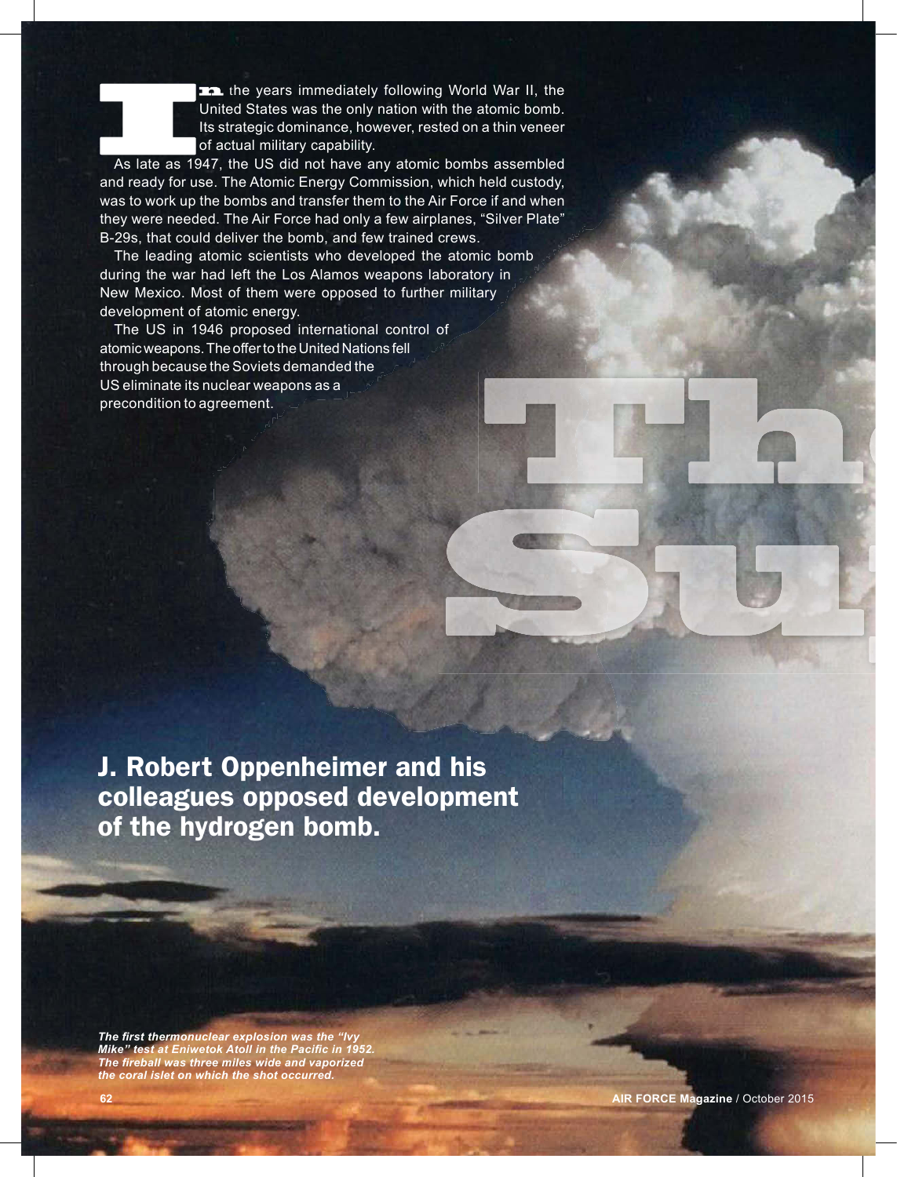# Th
# Su

In the years immediately following World War II, the United States was the only nation with the atomic bomb. Its strategic dominance, however, rested on a thin veneer of actual military capability.

As late as 1947, the US did not have any atomic bombs assembled and ready for use. The Atomic Energy Commission, which held custody, was to work up the bombs and transfer them to the Air Force if and when they were needed. The Air Force had only a few airplanes, "Silver Plate" B-29s, that could deliver the bomb, and few trained crews.

The leading atomic scientists who developed the atomic bomb during the war had left the Los Alamos weapons laboratory in New Mexico. Most of them were opposed to further military development of atomic energy.

The US in 1946 proposed international control of atomic weapons. The offer to the United Nations fell through because the Soviets demanded the US eliminate its nuclear weapons as a precondition to agreement.

## J. Robert Oppenheimer and his colleagues opposed development of the hydrogen bomb.

*The first thermonuclear explosion was the "Ivy Mike" test at Eniwetok Atoll in the Pacific in 1952. The fireball was three miles wide and vaporized the coral islet on which the shot occurred.*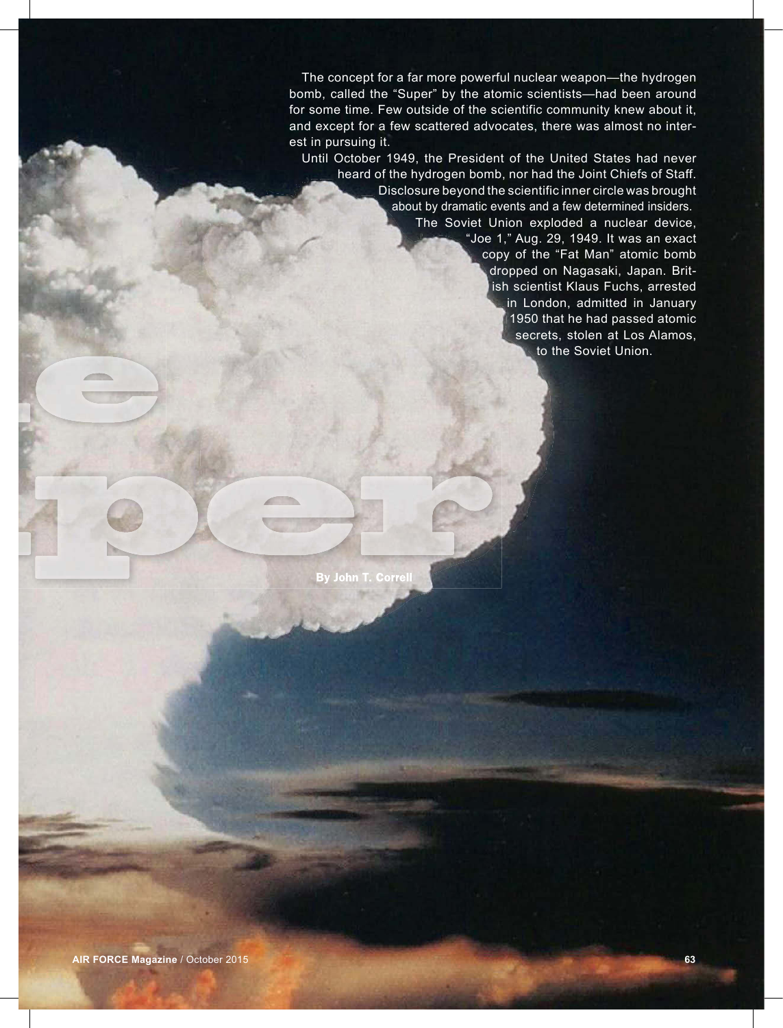The concept for a far more powerful nuclear weapon—the hydrogen bomb, called the "Super" by the atomic scientists—had been around for some time. Few outside of the scientific community knew about it, and except for a few scattered advocates, there was almost no interest in pursuing it.

Until October 1949, the President of the United States had never heard of the hydrogen bomb, nor had the Joint Chiefs of Staff. Disclosure beyond the scientific inner circle was brought about by dramatic events and a few determined insiders.

The Soviet Union exploded a nuclear device, "Joe 1," Aug. 29, 1949. It was an exact copy of the "Fat Man" atomic bomb dropped on Nagasaki, Japan. British scientist Klaus Fuchs, arrested in London, admitted in January 1950 that he had passed atomic secrets, stolen at Los Alamos, to the Soviet Union.

# ...e ...per

**By John T. Correll**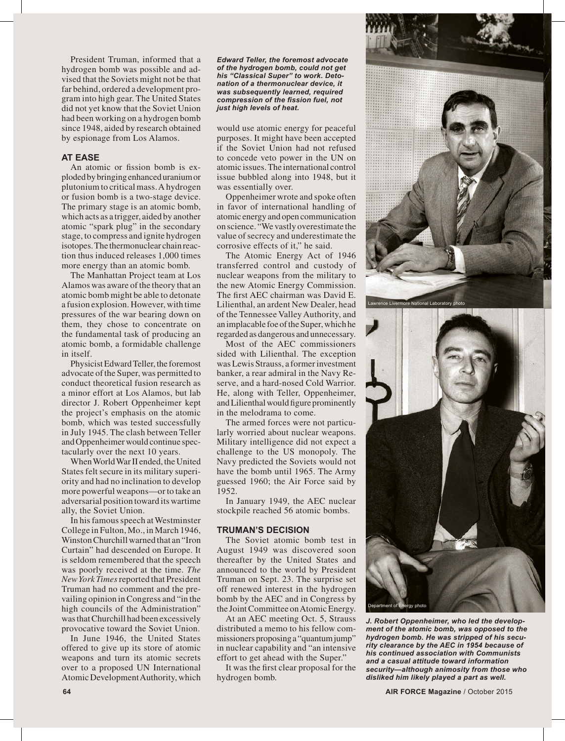President Truman, informed that a hydrogen bomb was possible and advised that the Soviets might not be that far behind, ordered a development program into high gear. The United States did not yet know that the Soviet Union had been working on a hydrogen bomb since 1948, aided by research obtained by espionage from Los Alamos.

### AT EASE

An atomic or fission bomb is exploded by bringing enhanced uranium or plutonium to critical mass. A hydrogen or fusion bomb is a two-stage device. The primary stage is an atomic bomb, which acts as a trigger, aided by another atomic "spark plug" in the secondary stage, to compress and ignite hydrogen isotopes. The thermonuclear chain reaction thus induced releases 1,000 times more energy than an atomic bomb.

The Manhattan Project team at Los Alamos was aware of the theory that an atomic bomb might be able to detonate a fusion explosion. However, with time pressures of the war bearing down on them, they chose to concentrate on the fundamental task of producing an atomic bomb, a formidable challenge in itself.

Physicist Edward Teller, the foremost advocate of the Super, was permitted to conduct theoretical fusion research as a minor effort at Los Alamos, but lab director J. Robert Oppenheimer kept the project's emphasis on the atomic bomb, which was tested successfully in July 1945. The clash between Teller and Oppenheimer would continue spectacularly over the next 10 years.

When World War II ended, the United States felt secure in its military superiority and had no inclination to develop more powerful weapons—or to take an adversarial position toward its wartime ally, the Soviet Union.

In his famous speech at Westminster College in Fulton, Mo., in March 1946, Winston Churchill warned that an "Iron Curtain" had descended on Europe. It is seldom remembered that the speech was poorly received at the time. *The New York Times* reported that President Truman had no comment and the prevailing opinion in Congress and "in the high councils of the Administration" was that Churchill had been excessively provocative toward the Soviet Union.

In June 1946, the United States offered to give up its store of atomic weapons and turn its atomic secrets over to a proposed UN International Atomic Development Authority, which would use atomic energy for peaceful purposes. It might have been accepted if the Soviet Union had not refused to concede veto power in the UN on atomic issues. The international control issue bubbled along into 1948, but it was essentially over.

Oppenheimer wrote and spoke often in favor of international handling of atomic energy and open communication on science. "We vastly overestimate the value of secrecy and underestimate the corrosive effects of it," he said.

The Atomic Energy Act of 1946 transferred control and custody of nuclear weapons from the military to the new Atomic Energy Commission. The first AEC chairman was David E. Lilienthal, an ardent New Dealer, head of the Tennessee Valley Authority, and an implacable foe of the Super, which he regarded as dangerous and unnecessary.

Most of the AEC commissioners sided with Lilienthal. The exception was Lewis Strauss, a former investment banker, a rear admiral in the Navy Reserve, and a hard-nosed Cold Warrior. He, along with Teller, Oppenheimer, and Lilienthal would figure prominently in the melodrama to come.

The armed forces were not particularly worried about nuclear weapons. Military intelligence did not expect a challenge to the US monopoly. The Navy predicted the Soviets would not have the bomb until 1965. The Army guessed 1960; the Air Force said by 1952.

In January 1949, the AEC nuclear stockpile reached 56 atomic bombs.

### TRUMAN'S DECISION

The Soviet atomic bomb test in August 1949 was discovered soon thereafter by the United States and announced to the world by President Truman on Sept. 23. The surprise set off renewed interest in the hydrogen bomb by the AEC and in Congress by the Joint Committee on Atomic Energy.

At an AEC meeting Oct. 5, Strauss distributed a memo to his fellow commissioners proposing a "quantum jump" in nuclear capability and "an intensive effort to get ahead with the Super."

It was the first clear proposal for the hydrogen bomb.

***Edward Teller, the foremost advocate of the hydrogen bomb, could not get his "Classical Super" to work. Detonation of a thermonuclear device, it was subsequently learned, required compression of the fission fuel, not just high levels of heat.***

Lawrence Livermore National Laboratory photo

Department of Energy photo

***J. Robert Oppenheimer, who led the development of the atomic bomb, was opposed to the hydrogen bomb. He was stripped of his security clearance by the AEC in 1954 because of his continued association with Communists and a casual attitude toward information security—although animosity from those who disliked him likely played a part as well.***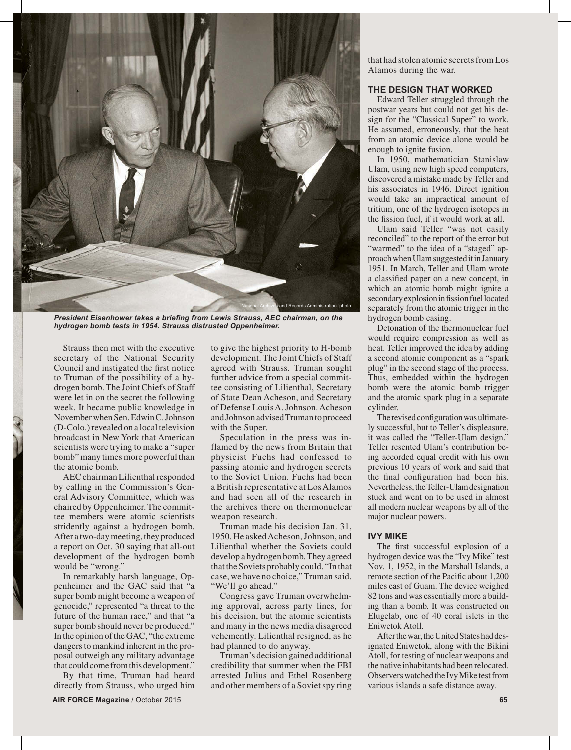President Eisenhower takes a briefing from Lewis Strauss, AEC chairman, on the hydrogen bomb tests in 1954. Strauss distrusted Oppenheimer.

Strauss then met with the executive secretary of the National Security Council and instigated the first notice to Truman of the possibility of a hydrogen bomb. The Joint Chiefs of Staff were let in on the secret the following week. It became public knowledge in November when Sen. Edwin C. Johnson (D-Colo.) revealed on a local television broadcast in New York that American scientists were trying to make a "super bomb" many times more powerful than the atomic bomb.

AEC chairman Lilienthal responded by calling in the Commission's General Advisory Committee, which was chaired by Oppenheimer. The committee members were atomic scientists stridently against a hydrogen bomb. After a two-day meeting, they produced a report on Oct. 30 saying that all-out development of the hydrogen bomb would be "wrong."

In remarkably harsh language, Oppenheimer and the GAC said that "a super bomb might become a weapon of genocide," represented "a threat to the future of the human race," and that "a super bomb should never be produced." In the opinion of the GAC, "the extreme dangers to mankind inherent in the proposal outweigh any military advantage that could come from this development."

By that time, Truman had heard directly from Strauss, who urged him to give the highest priority to H-bomb development. The Joint Chiefs of Staff agreed with Strauss. Truman sought further advice from a special committee consisting of Lilienthal, Secretary of State Dean Acheson, and Secretary of Defense Louis A. Johnson. Acheson and Johnson advised Truman to proceed with the Super.

Speculation in the press was inflamed by the news from Britain that physicist Fuchs had confessed to passing atomic and hydrogen secrets to the Soviet Union. Fuchs had been a British representative at Los Alamos and had seen all of the research in the archives there on thermonuclear weapon research.

Truman made his decision Jan. 31, 1950. He asked Acheson, Johnson, and Lilienthal whether the Soviets could develop a hydrogen bomb. They agreed that the Soviets probably could. "In that case, we have no choice," Truman said. "We'll go ahead."

Congress gave Truman overwhelming approval, across party lines, for his decision, but the atomic scientists and many in the news media disagreed vehemently. Lilienthal resigned, as he had planned to do anyway.

Truman's decision gained additional credibility that summer when the FBI arrested Julius and Ethel Rosenberg and other members of a Soviet spy ring that had stolen atomic secrets from Los Alamos during the war.

### THE DESIGN THAT WORKED

Edward Teller struggled through the postwar years but could not get his design for the "Classical Super" to work. He assumed, erroneously, that the heat from an atomic device alone would be enough to ignite fusion.

In 1950, mathematician Stanislaw Ulam, using new high speed computers, discovered a mistake made by Teller and his associates in 1946. Direct ignition would take an impractical amount of tritium, one of the hydrogen isotopes in the fission fuel, if it would work at all.

Ulam said Teller "was not easily reconciled" to the report of the error but "warmed" to the idea of a "staged" approach when Ulam suggested it in January 1951. In March, Teller and Ulam wrote a classified paper on a new concept, in which an atomic bomb might ignite a secondary explosion in fission fuel located separately from the atomic trigger in the hydrogen bomb casing.

Detonation of the thermonuclear fuel would require compression as well as heat. Teller improved the idea by adding a second atomic component as a "spark plug" in the second stage of the process. Thus, embedded within the hydrogen bomb were the atomic bomb trigger and the atomic spark plug in a separate cylinder.

The revised configuration was ultimately successful, but to Teller's displeasure, it was called the "Teller-Ulam design." Teller resented Ulam's contribution being accorded equal credit with his own previous 10 years of work and said that the final configuration had been his. Nevertheless, the Teller-Ulam designation stuck and went on to be used in almost all modern nuclear weapons by all of the major nuclear powers.

### IVY MIKE

The first successful explosion of a hydrogen device was the "Ivy Mike" test Nov. 1, 1952, in the Marshall Islands, a remote section of the Pacific about 1,200 miles east of Guam. The device weighed 82 tons and was essentially more a building than a bomb. It was constructed on Elugelab, one of 40 coral islets in the Eniwetok Atoll.

After the war, the United States had designated Eniwetok, along with the Bikini Atoll, for testing of nuclear weapons and the native inhabitants had been relocated. Observers watched the Ivy Mike test from various islands a safe distance away.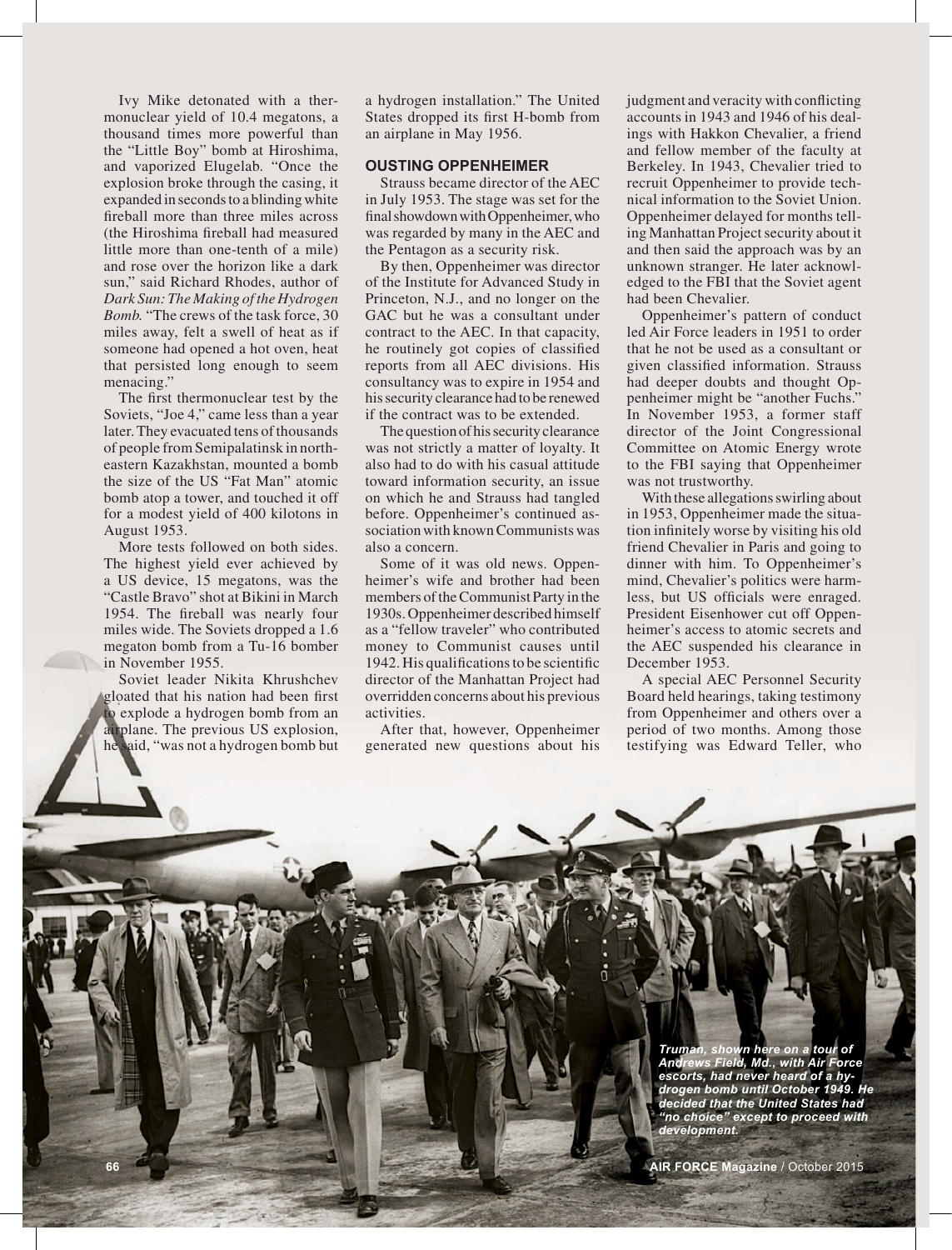Ivy Mike detonated with a thermonuclear yield of 10.4 megatons, a thousand times more powerful than the "Little Boy" bomb at Hiroshima, and vaporized Elugelab. "Once the explosion broke through the casing, it expanded in seconds to a blinding white fireball more than three miles across (the Hiroshima fireball had measured little more than one-tenth of a mile) and rose over the horizon like a dark sun," said Richard Rhodes, author of *Dark Sun: The Making of the Hydrogen Bomb.* "The crews of the task force, 30 miles away, felt a swell of heat as if someone had opened a hot oven, heat that persisted long enough to seem menacing."

The first thermonuclear test by the Soviets, "Joe 4," came less than a year later. They evacuated tens of thousands of people from Semipalatinsk in northeastern Kazakhstan, mounted a bomb the size of the US "Fat Man" atomic bomb atop a tower, and touched it off for a modest yield of 400 kilotons in August 1953.

More tests followed on both sides. The highest yield ever achieved by a US device, 15 megatons, was the "Castle Bravo" shot at Bikini in March 1954. The fireball was nearly four miles wide. The Soviets dropped a 1.6 megaton bomb from a Tu-16 bomber in November 1955.

Soviet leader Nikita Khrushchev gloated that his nation had been first to explode a hydrogen bomb from an airplane. The previous US explosion, he said, "was not a hydrogen bomb but a hydrogen installation." The United States dropped its first H-bomb from an airplane in May 1956.

## OUSTING OPPENHEIMER

Strauss became director of the AEC in July 1953. The stage was set for the final showdown with Oppenheimer, who was regarded by many in the AEC and the Pentagon as a security risk.

By then, Oppenheimer was director of the Institute for Advanced Study in Princeton, N.J., and no longer on the GAC but he was a consultant under contract to the AEC. In that capacity, he routinely got copies of classified reports from all AEC divisions. His consultancy was to expire in 1954 and his security clearance had to be renewed if the contract was to be extended.

The question of his security clearance was not strictly a matter of loyalty. It also had to do with his casual attitude toward information security, an issue on which he and Strauss had tangled before. Oppenheimer's continued association with known Communists was also a concern.

Some of it was old news. Oppenheimer's wife and brother had been members of the Communist Party in the 1930s. Oppenheimer described himself as a "fellow traveler" who contributed money to Communist causes until 1942. His qualifications to be scientific director of the Manhattan Project had overridden concerns about his previous activities.

After that, however, Oppenheimer generated new questions about his judgment and veracity with conflicting accounts in 1943 and 1946 of his dealings with Hakkon Chevalier, a friend and fellow member of the faculty at Berkeley. In 1943, Chevalier tried to recruit Oppenheimer to provide technical information to the Soviet Union. Oppenheimer delayed for months telling Manhattan Project security about it and then said the approach was by an unknown stranger. He later acknowledged to the FBI that the Soviet agent had been Chevalier.

Oppenheimer's pattern of conduct led Air Force leaders in 1951 to order that he not be used as a consultant or given classified information. Strauss had deeper doubts and thought Oppenheimer might be "another Fuchs." In November 1953, a former staff director of the Joint Congressional Committee on Atomic Energy wrote to the FBI saying that Oppenheimer was not trustworthy.

With these allegations swirling about in 1953, Oppenheimer made the situation infinitely worse by visiting his old friend Chevalier in Paris and going to dinner with him. To Oppenheimer's mind, Chevalier's politics were harmless, but US officials were enraged. President Eisenhower cut off Oppenheimer's access to atomic secrets and the AEC suspended his clearance in December 1953.

A special AEC Personnel Security Board held hearings, taking testimony from Oppenheimer and others over a period of two months. Among those testifying was Edward Teller, who

*Truman, shown here on a tour of Andrews Field, Md., with Air Force escorts, had never heard of a hydrogen bomb until October 1949. He decided that the United States had "no choice" except to proceed with development.*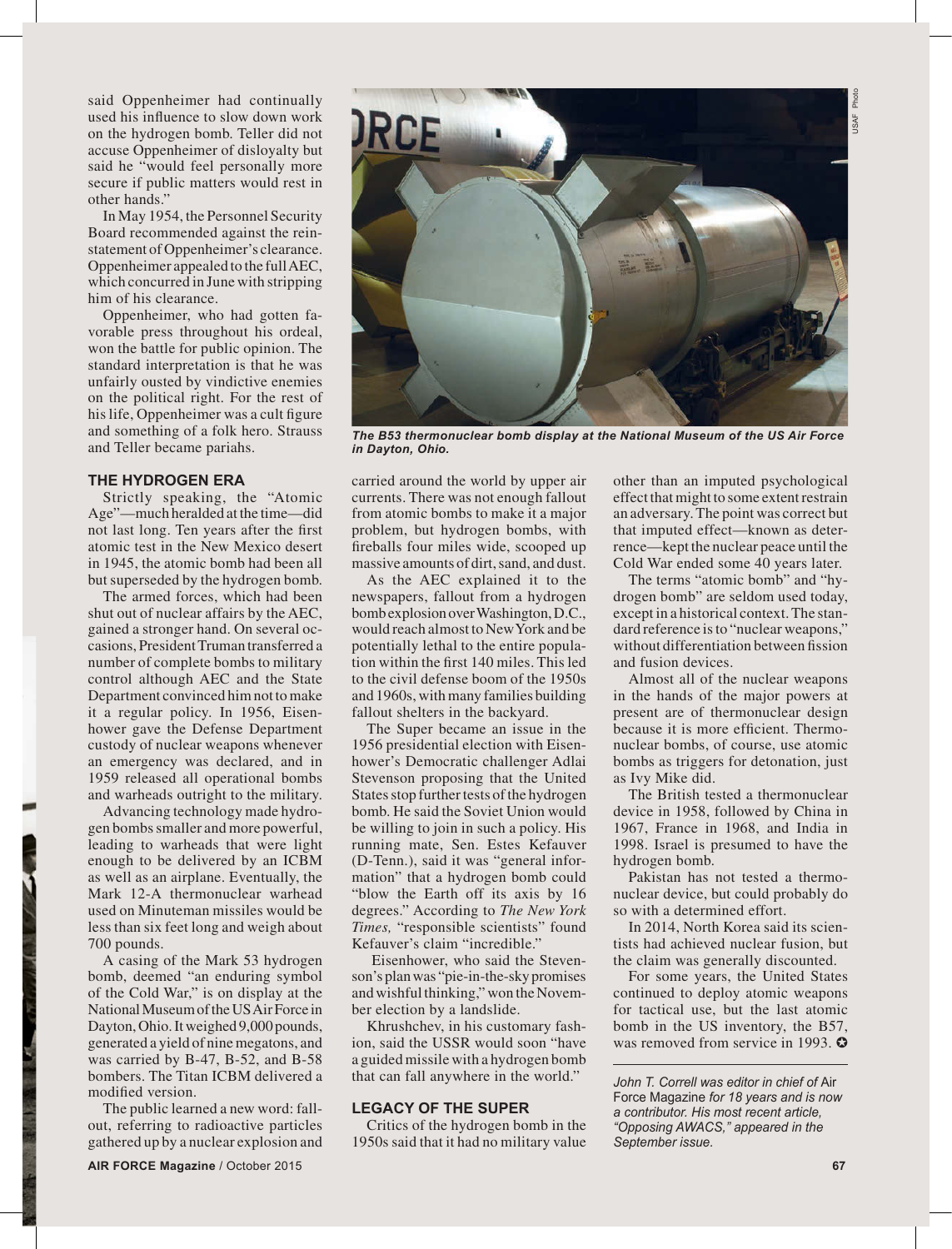said Oppenheimer had continually used his influence to slow down work on the hydrogen bomb. Teller did not accuse Oppenheimer of disloyalty but said he "would feel personally more secure if public matters would rest in other hands."

In May 1954, the Personnel Security Board recommended against the reinstatement of Oppenheimer's clearance. Oppenheimer appealed to the full AEC, which concurred in June with stripping him of his clearance.

Oppenheimer, who had gotten favorable press throughout his ordeal, won the battle for public opinion. The standard interpretation is that he was unfairly ousted by vindictive enemies on the political right. For the rest of his life, Oppenheimer was a cult figure and something of a folk hero. Strauss and Teller became pariahs.

## THE HYDROGEN ERA

Strictly speaking, the "Atomic Age"—much heralded at the time—did not last long. Ten years after the first atomic test in the New Mexico desert in 1945, the atomic bomb had been all but superseded by the hydrogen bomb.

The armed forces, which had been shut out of nuclear affairs by the AEC, gained a stronger hand. On several occasions, President Truman transferred a number of complete bombs to military control although AEC and the State Department convinced him not to make it a regular policy. In 1956, Eisenhower gave the Defense Department custody of nuclear weapons whenever an emergency was declared, and in 1959 released all operational bombs and warheads outright to the military.

Advancing technology made hydrogen bombs smaller and more powerful, leading to warheads that were light enough to be delivered by an ICBM as well as an airplane. Eventually, the Mark 12-A thermonuclear warhead used on Minuteman missiles would be less than six feet long and weigh about 700 pounds.

A casing of the Mark 53 hydrogen bomb, deemed "an enduring symbol of the Cold War," is on display at the National Museum of the US Air Force in Dayton, Ohio. It weighed 9,000 pounds, generated a yield of nine megatons, and was carried by B-47, B-52, and B-58 bombers. The Titan ICBM delivered a modified version.

The public learned a new word: fallout, referring to radioactive particles gathered up by a nuclear explosion and carried around the world by upper air currents. There was not enough fallout from atomic bombs to make it a major problem, but hydrogen bombs, with fireballs four miles wide, scooped up massive amounts of dirt, sand, and dust.

*The B53 thermonuclear bomb display at the National Museum of the US Air Force in Dayton, Ohio.*

As the AEC explained it to the newspapers, fallout from a hydrogen bomb explosion over Washington, D.C., would reach almost to New York and be potentially lethal to the entire population within the first 140 miles. This led to the civil defense boom of the 1950s and 1960s, with many families building fallout shelters in the backyard.

The Super became an issue in the 1956 presidential election with Eisenhower's Democratic challenger Adlai Stevenson proposing that the United States stop further tests of the hydrogen bomb. He said the Soviet Union would be willing to join in such a policy. His running mate, Sen. Estes Kefauver (D-Tenn.), said it was "general information" that a hydrogen bomb could "blow the Earth off its axis by 16 degrees." According to *The New York Times,* "responsible scientists" found Kefauver's claim "incredible."

Eisenhower, who said the Stevenson's plan was "pie-in-the-sky promises and wishful thinking," won the November election by a landslide.

Khrushchev, in his customary fashion, said the USSR would soon "have a guided missile with a hydrogen bomb that can fall anywhere in the world."

## LEGACY OF THE SUPER

Critics of the hydrogen bomb in the 1950s said that it had no military value other than an imputed psychological effect that might to some extent restrain an adversary. The point was correct but that imputed effect—known as deterrence—kept the nuclear peace until the Cold War ended some 40 years later.

The terms "atomic bomb" and "hydrogen bomb" are seldom used today, except in a historical context. The standard reference is to "nuclear weapons," without differentiation between fission and fusion devices.

Almost all of the nuclear weapons in the hands of the major powers at present are of thermonuclear design because it is more efficient. Thermonuclear bombs, of course, use atomic bombs as triggers for detonation, just as Ivy Mike did.

The British tested a thermonuclear device in 1958, followed by China in 1967, France in 1968, and India in 1998. Israel is presumed to have the hydrogen bomb.

Pakistan has not tested a thermonuclear device, but could probably do so with a determined effort.

In 2014, North Korea said its scientists had achieved nuclear fusion, but the claim was generally discounted.

For some years, the United States continued to deploy atomic weapons for tactical use, but the last atomic bomb in the US inventory, the B57, was removed from service in 1993. ✪

---

*John T. Correll was editor in chief of* Air Force Magazine *for 18 years and is now a contributor. His most recent article, "Opposing AWACS," appeared in the September issue.*